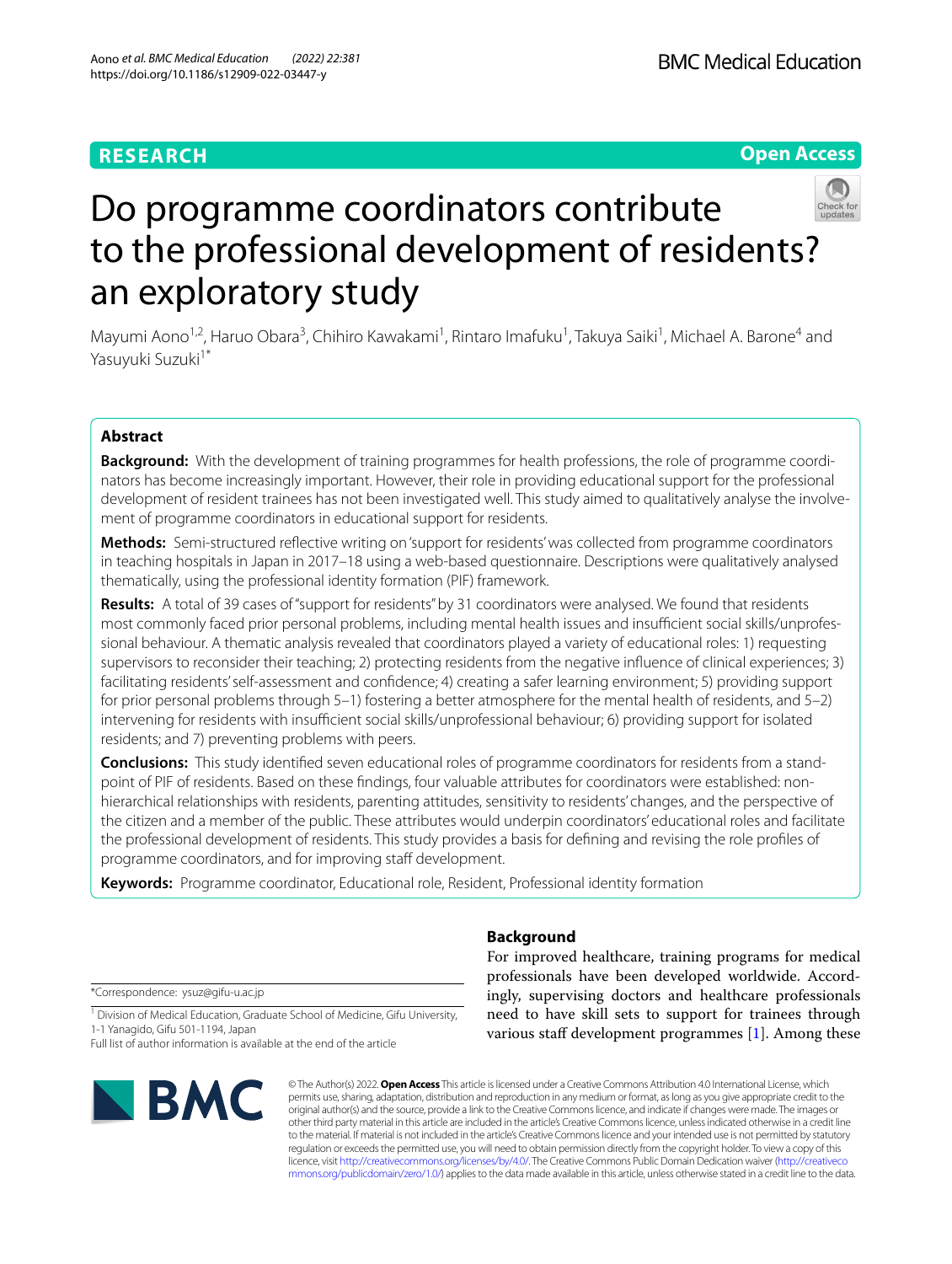RESEARCH

Open Access

# Do programme coordinators contribute to the professional development of residents? an exploratory study

Mayumi Aono[1,2], Haruo Obara[3], Chihiro Kawakami[1], Rintaro Imafuku[1], Takuya Saiki[1], Michael A. Barone[4] and Yasuyuki Suzuki[1*]

## Abstract

**Background:** With the development of training programmes for health professions, the role of programme coordinators has become increasingly important. However, their role in providing educational support for the professional development of resident trainees has not been investigated well. This study aimed to qualitatively analyse the involvement of programme coordinators in educational support for residents.

**Methods:** Semi-structured reflective writing on 'support for residents' was collected from programme coordinators in teaching hospitals in Japan in 2017–18 using a web-based questionnaire. Descriptions were qualitatively analysed thematically, using the professional identity formation (PIF) framework.

**Results:** A total of 39 cases of "support for residents" by 31 coordinators were analysed. We found that residents most commonly faced prior personal problems, including mental health issues and insufficient social skills/unprofessional behaviour. A thematic analysis revealed that coordinators played a variety of educational roles: 1) requesting supervisors to reconsider their teaching; 2) protecting residents from the negative influence of clinical experiences; 3) facilitating residents' self-assessment and confidence; 4) creating a safer learning environment; 5) providing support for prior personal problems through 5–1) fostering a better atmosphere for the mental health of residents, and 5–2) intervening for residents with insufficient social skills/unprofessional behaviour; 6) providing support for isolated residents; and 7) preventing problems with peers.

**Conclusions:** This study identified seven educational roles of programme coordinators for residents from a standpoint of PIF of residents. Based on these findings, four valuable attributes for coordinators were established: non-hierarchical relationships with residents, parenting attitudes, sensitivity to residents' changes, and the perspective of the citizen and a member of the public. These attributes would underpin coordinators' educational roles and facilitate the professional development of residents. This study provides a basis for defining and revising the role profiles of programme coordinators, and for improving staff development.

**Keywords:** Programme coordinator, Educational role, Resident, Professional identity formation

## Background

For improved healthcare, training programs for medical professionals have been developed worldwide. Accordingly, supervising doctors and healthcare professionals need to have skill sets to support for trainees through various staff development programmes [1]. Among these

*Correspondence: ysuz@gifu-u.ac.jp

[1] Division of Medical Education, Graduate School of Medicine, Gifu University, 1-1 Yanagido, Gifu 501-1194, Japan

Full list of author information is available at the end of the article

© The Author(s) 2022. **Open Access** This article is licensed under a Creative Commons Attribution 4.0 International License, which permits use, sharing, adaptation, distribution and reproduction in any medium or format, as long as you give appropriate credit to the original author(s) and the source, provide a link to the Creative Commons licence, and indicate if changes were made. The images or other third party material in this article are included in the article's Creative Commons licence, unless indicated otherwise in a credit line to the material. If material is not included in the article's Creative Commons licence and your intended use is not permitted by statutory regulation or exceeds the permitted use, you will need to obtain permission directly from the copyright holder. To view a copy of this licence, visit http://creativecommons.org/licenses/by/4.0/. The Creative Commons Public Domain Dedication waiver (http://creativecommons.org/publicdomain/zero/1.0/) applies to the data made available in this article, unless otherwise stated in a credit line to the data.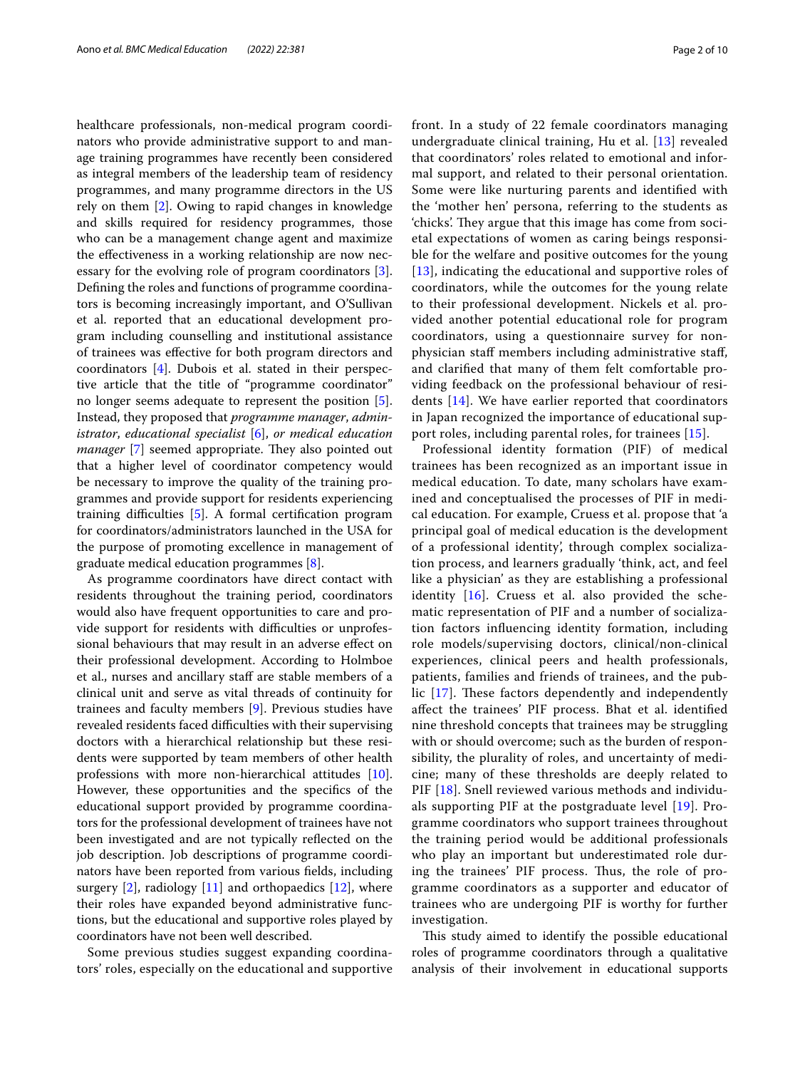healthcare professionals, non-medical program coordinators who provide administrative support to and manage training programmes have recently been considered as integral members of the leadership team of residency programmes, and many programme directors in the US rely on them [2]. Owing to rapid changes in knowledge and skills required for residency programmes, those who can be a management change agent and maximize the effectiveness in a working relationship are now necessary for the evolving role of program coordinators [3]. Defining the roles and functions of programme coordinators is becoming increasingly important, and O'Sullivan et al. reported that an educational development program including counselling and institutional assistance of trainees was effective for both program directors and coordinators [4]. Dubois et al. stated in their perspective article that the title of "programme coordinator" no longer seems adequate to represent the position [5]. Instead, they proposed that *programme manager*, *administrator*, *educational specialist* [6], *or medical education manager* [7] seemed appropriate. They also pointed out that a higher level of coordinator competency would be necessary to improve the quality of the training programmes and provide support for residents experiencing training difficulties [5]. A formal certification program for coordinators/administrators launched in the USA for the purpose of promoting excellence in management of graduate medical education programmes [8].

As programme coordinators have direct contact with residents throughout the training period, coordinators would also have frequent opportunities to care and provide support for residents with difficulties or unprofessional behaviours that may result in an adverse effect on their professional development. According to Holmboe et al., nurses and ancillary staff are stable members of a clinical unit and serve as vital threads of continuity for trainees and faculty members [9]. Previous studies have revealed residents faced difficulties with their supervising doctors with a hierarchical relationship but these residents were supported by team members of other health professions with more non-hierarchical attitudes [10]. However, these opportunities and the specifics of the educational support provided by programme coordinators for the professional development of trainees have not been investigated and are not typically reflected on the job description. Job descriptions of programme coordinators have been reported from various fields, including surgery [2], radiology [11] and orthopaedics [12], where their roles have expanded beyond administrative functions, but the educational and supportive roles played by coordinators have not been well described.

Some previous studies suggest expanding coordinators' roles, especially on the educational and supportive front. In a study of 22 female coordinators managing undergraduate clinical training, Hu et al. [13] revealed that coordinators' roles related to emotional and informal support, and related to their personal orientation. Some were like nurturing parents and identified with the 'mother hen' persona, referring to the students as 'chicks'. They argue that this image has come from societal expectations of women as caring beings responsible for the welfare and positive outcomes for the young [13], indicating the educational and supportive roles of coordinators, while the outcomes for the young relate to their professional development. Nickels et al. provided another potential educational role for program coordinators, using a questionnaire survey for non-physician staff members including administrative staff, and clarified that many of them felt comfortable providing feedback on the professional behaviour of residents [14]. We have earlier reported that coordinators in Japan recognized the importance of educational support roles, including parental roles, for trainees [15].

Professional identity formation (PIF) of medical trainees has been recognized as an important issue in medical education. To date, many scholars have examined and conceptualised the processes of PIF in medical education. For example, Cruess et al. propose that 'a principal goal of medical education is the development of a professional identity', through complex socialization process, and learners gradually 'think, act, and feel like a physician' as they are establishing a professional identity [16]. Cruess et al. also provided the schematic representation of PIF and a number of socialization factors influencing identity formation, including role models/supervising doctors, clinical/non-clinical experiences, clinical peers and health professionals, patients, families and friends of trainees, and the public [17]. These factors dependently and independently affect the trainees' PIF process. Bhat et al. identified nine threshold concepts that trainees may be struggling with or should overcome; such as the burden of responsibility, the plurality of roles, and uncertainty of medicine; many of these thresholds are deeply related to PIF [18]. Snell reviewed various methods and individuals supporting PIF at the postgraduate level [19]. Programme coordinators who support trainees throughout the training period would be additional professionals who play an important but underestimated role during the trainees' PIF process. Thus, the role of programme coordinators as a supporter and educator of trainees who are undergoing PIF is worthy for further investigation.

This study aimed to identify the possible educational roles of programme coordinators through a qualitative analysis of their involvement in educational supports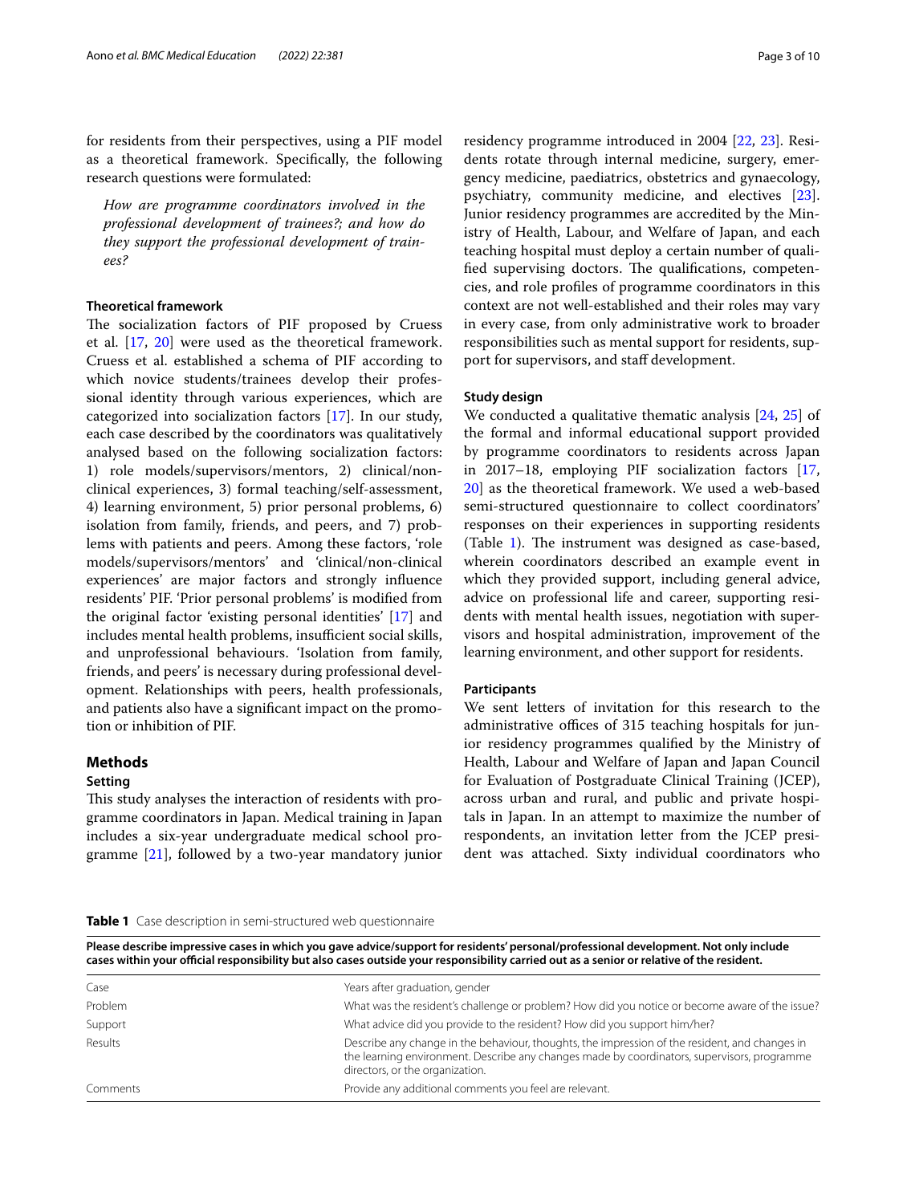for residents from their perspectives, using a PIF model as a theoretical framework. Specifically, the following research questions were formulated:

> *How are programme coordinators involved in the professional development of trainees?; and how do they support the professional development of trainees?*

### Theoretical framework

The socialization factors of PIF proposed by Cruess et al. [17, 20] were used as the theoretical framework. Cruess et al. established a schema of PIF according to which novice students/trainees develop their professional identity through various experiences, which are categorized into socialization factors [17]. In our study, each case described by the coordinators was qualitatively analysed based on the following socialization factors: 1) role models/supervisors/mentors, 2) clinical/non-clinical experiences, 3) formal teaching/self-assessment, 4) learning environment, 5) prior personal problems, 6) isolation from family, friends, and peers, and 7) problems with patients and peers. Among these factors, 'role models/supervisors/mentors' and 'clinical/non-clinical experiences' are major factors and strongly influence residents' PIF. 'Prior personal problems' is modified from the original factor 'existing personal identities' [17] and includes mental health problems, insufficient social skills, and unprofessional behaviours. 'Isolation from family, friends, and peers' is necessary during professional development. Relationships with peers, health professionals, and patients also have a significant impact on the promotion or inhibition of PIF.

## Methods

### Setting

This study analyses the interaction of residents with programme coordinators in Japan. Medical training in Japan includes a six-year undergraduate medical school programme [21], followed by a two-year mandatory junior residency programme introduced in 2004 [22, 23]. Residents rotate through internal medicine, surgery, emergency medicine, paediatrics, obstetrics and gynaecology, psychiatry, community medicine, and electives [23]. Junior residency programmes are accredited by the Ministry of Health, Labour, and Welfare of Japan, and each teaching hospital must deploy a certain number of qualified supervising doctors. The qualifications, competencies, and role profiles of programme coordinators in this context are not well-established and their roles may vary in every case, from only administrative work to broader responsibilities such as mental support for residents, support for supervisors, and staff development.

### Study design

We conducted a qualitative thematic analysis [24, 25] of the formal and informal educational support provided by programme coordinators to residents across Japan in 2017–18, employing PIF socialization factors [17, 20] as the theoretical framework. We used a web-based semi-structured questionnaire to collect coordinators' responses on their experiences in supporting residents (Table 1). The instrument was designed as case-based, wherein coordinators described an example event in which they provided support, including general advice, advice on professional life and career, supporting residents with mental health issues, negotiation with supervisors and hospital administration, improvement of the learning environment, and other support for residents.

### Participants

We sent letters of invitation for this research to the administrative offices of 315 teaching hospitals for junior residency programmes qualified by the Ministry of Health, Labour and Welfare of Japan and Japan Council for Evaluation of Postgraduate Clinical Training (JCEP), across urban and rural, and public and private hospitals in Japan. In an attempt to maximize the number of respondents, an invitation letter from the JCEP president was attached. Sixty individual coordinators who

**Table 1** Case description in semi-structured web questionnaire

| **Please describe impressive cases in which you gave advice/support for residents' personal/professional development. Not only include cases within your official responsibility but also cases outside your responsibility carried out as a senior or relative of the resident.** | |
|---|---|
| Case | Years after graduation, gender |
| Problem | What was the resident's challenge or problem? How did you notice or become aware of the issue? |
| Support | What advice did you provide to the resident? How did you support him/her? |
| Results | Describe any change in the behaviour, thoughts, the impression of the resident, and changes in the learning environment. Describe any changes made by coordinators, supervisors, programme directors, or the organization. |
| Comments | Provide any additional comments you feel are relevant. |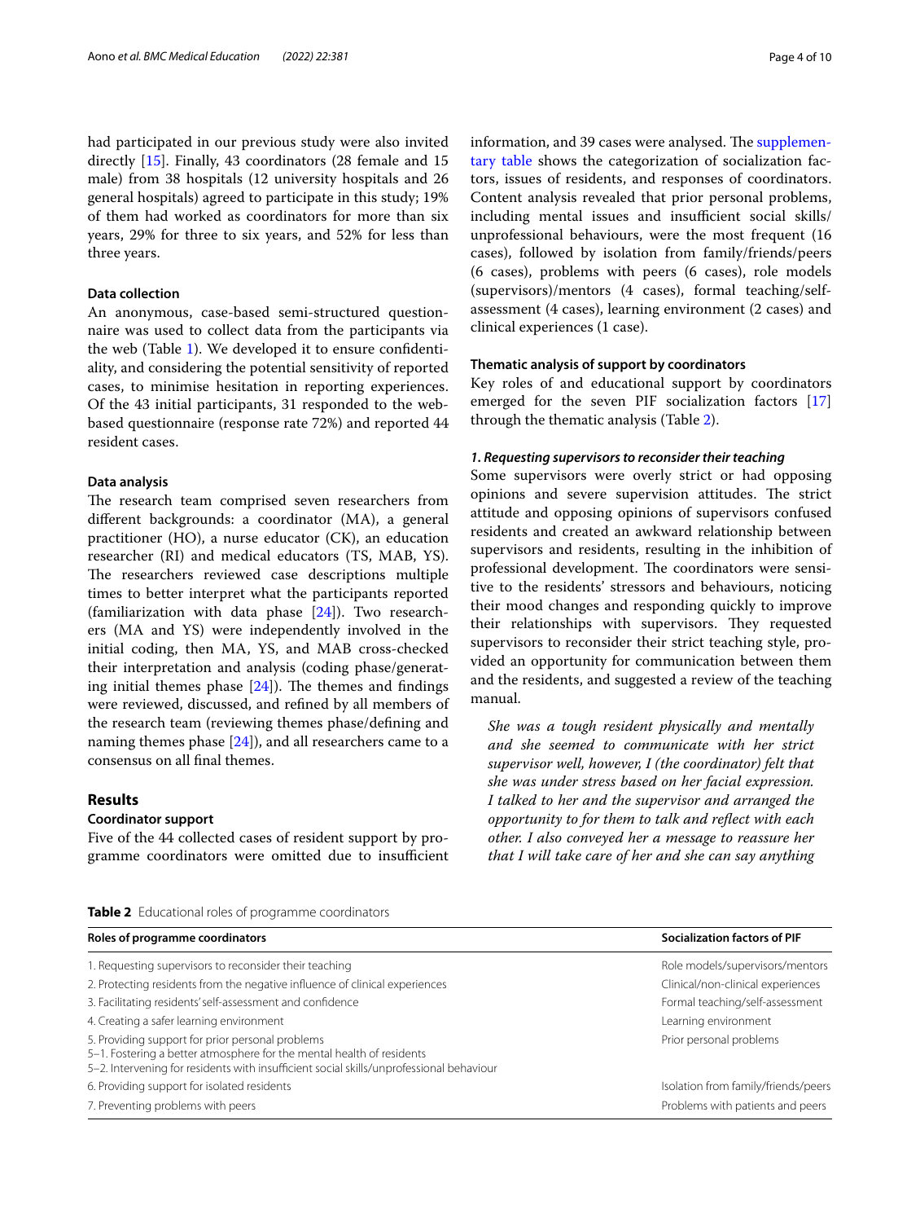had participated in our previous study were also invited directly [15]. Finally, 43 coordinators (28 female and 15 male) from 38 hospitals (12 university hospitals and 26 general hospitals) agreed to participate in this study; 19% of them had worked as coordinators for more than six years, 29% for three to six years, and 52% for less than three years.

### Data collection

An anonymous, case-based semi-structured questionnaire was used to collect data from the participants via the web (Table 1). We developed it to ensure confidentiality, and considering the potential sensitivity of reported cases, to minimise hesitation in reporting experiences. Of the 43 initial participants, 31 responded to the web-based questionnaire (response rate 72%) and reported 44 resident cases.

### Data analysis

The research team comprised seven researchers from different backgrounds: a coordinator (MA), a general practitioner (HO), a nurse educator (CK), an education researcher (RI) and medical educators (TS, MAB, YS). The researchers reviewed case descriptions multiple times to better interpret what the participants reported (familiarization with data phase [24]). Two researchers (MA and YS) were independently involved in the initial coding, then MA, YS, and MAB cross-checked their interpretation and analysis (coding phase/generating initial themes phase [24]). The themes and findings were reviewed, discussed, and refined by all members of the research team (reviewing themes phase/defining and naming themes phase [24]), and all researchers came to a consensus on all final themes.

## Results

### Coordinator support

Five of the 44 collected cases of resident support by programme coordinators were omitted due to insufficient information, and 39 cases were analysed. The supplementary table shows the categorization of socialization factors, issues of residents, and responses of coordinators. Content analysis revealed that prior personal problems, including mental issues and insufficient social skills/unprofessional behaviours, were the most frequent (16 cases), followed by isolation from family/friends/peers (6 cases), problems with peers (6 cases), role models (supervisors)/mentors (4 cases), formal teaching/self-assessment (4 cases), learning environment (2 cases) and clinical experiences (1 case).

### Thematic analysis of support by coordinators

Key roles of and educational support by coordinators emerged for the seven PIF socialization factors [17] through the thematic analysis (Table 2).

#### *1. Requesting supervisors to reconsider their teaching*

Some supervisors were overly strict or had opposing opinions and severe supervision attitudes. The strict attitude and opposing opinions of supervisors confused residents and created an awkward relationship between supervisors and residents, resulting in the inhibition of professional development. The coordinators were sensitive to the residents' stressors and behaviours, noticing their mood changes and responding quickly to improve their relationships with supervisors. They requested supervisors to reconsider their strict teaching style, provided an opportunity for communication between them and the residents, and suggested a review of the teaching manual.

> *She was a tough resident physically and mentally and she seemed to communicate with her strict supervisor well, however, I (the coordinator) felt that she was under stress based on her facial expression. I talked to her and the supervisor and arranged the opportunity to for them to talk and reflect with each other. I also conveyed her a message to reassure her that I will take care of her and she can say anything*

**Table 2** Educational roles of programme coordinators

| Roles of programme coordinators | Socialization factors of PIF |
|---|---|
| 1. Requesting supervisors to reconsider their teaching | Role models/supervisors/mentors |
| 2. Protecting residents from the negative influence of clinical experiences | Clinical/non-clinical experiences |
| 3. Facilitating residents' self-assessment and confidence | Formal teaching/self-assessment |
| 4. Creating a safer learning environment | Learning environment |
| 5. Providing support for prior personal problems<br>5–1. Fostering a better atmosphere for the mental health of residents<br>5–2. Intervening for residents with insufficient social skills/unprofessional behaviour | Prior personal problems |
| 6. Providing support for isolated residents | Isolation from family/friends/peers |
| 7. Preventing problems with peers | Problems with patients and peers |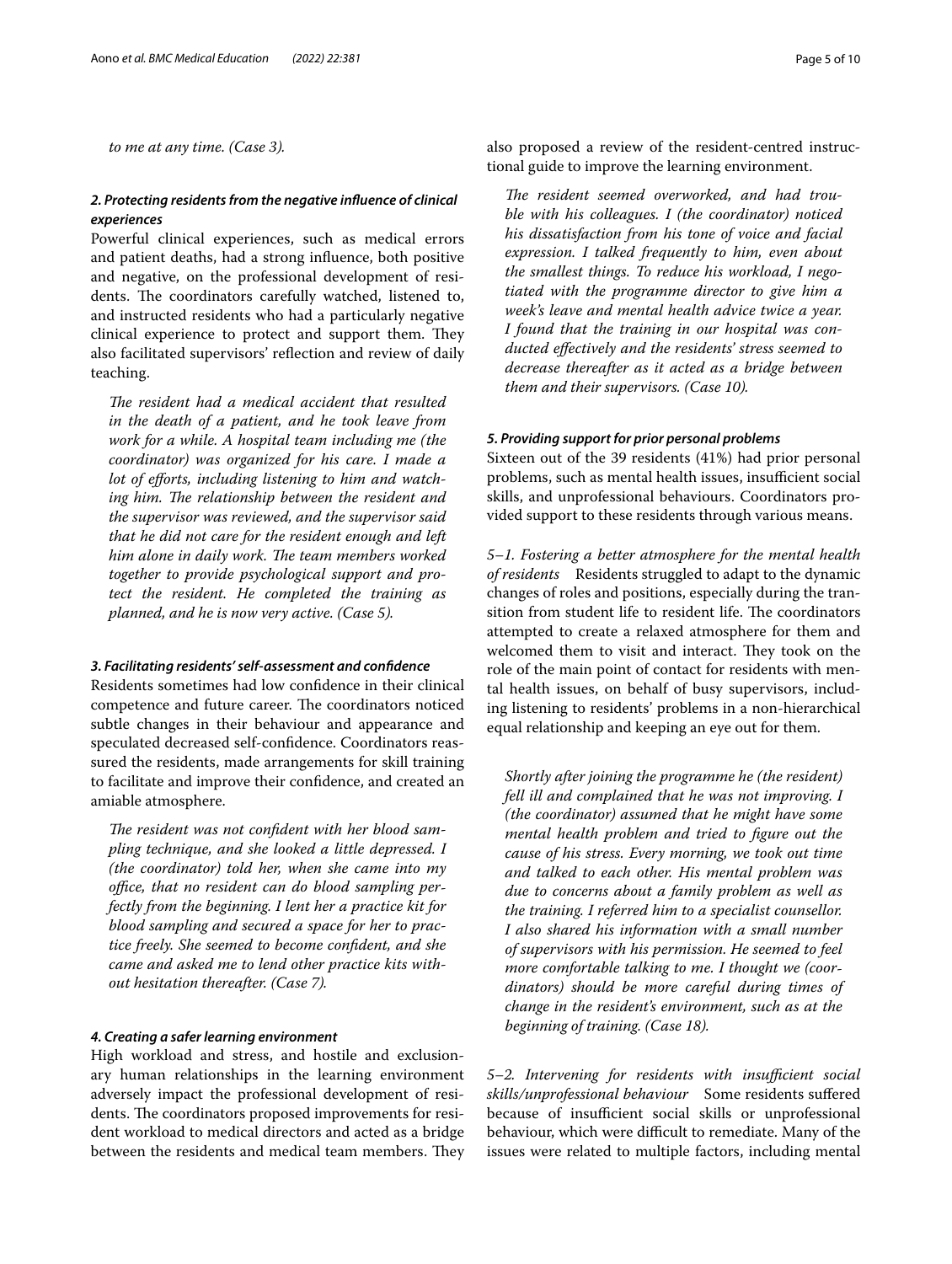*to me at any time. (Case 3).*

#### *2. Protecting residents from the negative influence of clinical experiences*

Powerful clinical experiences, such as medical errors and patient deaths, had a strong influence, both positive and negative, on the professional development of residents. The coordinators carefully watched, listened to, and instructed residents who had a particularly negative clinical experience to protect and support them. They also facilitated supervisors' reflection and review of daily teaching.

> *The resident had a medical accident that resulted in the death of a patient, and he took leave from work for a while. A hospital team including me (the coordinator) was organized for his care. I made a lot of efforts, including listening to him and watching him. The relationship between the resident and the supervisor was reviewed, and the supervisor said that he did not care for the resident enough and left him alone in daily work. The team members worked together to provide psychological support and protect the resident. He completed the training as planned, and he is now very active. (Case 5).*

#### *3. Facilitating residents' self-assessment and confidence*

Residents sometimes had low confidence in their clinical competence and future career. The coordinators noticed subtle changes in their behaviour and appearance and speculated decreased self-confidence. Coordinators reassured the residents, made arrangements for skill training to facilitate and improve their confidence, and created an amiable atmosphere.

> *The resident was not confident with her blood sampling technique, and she looked a little depressed. I (the coordinator) told her, when she came into my office, that no resident can do blood sampling perfectly from the beginning. I lent her a practice kit for blood sampling and secured a space for her to practice freely. She seemed to become confident, and she came and asked me to lend other practice kits without hesitation thereafter. (Case 7).*

#### *4. Creating a safer learning environment*

High workload and stress, and hostile and exclusionary human relationships in the learning environment adversely impact the professional development of residents. The coordinators proposed improvements for resident workload to medical directors and acted as a bridge between the residents and medical team members. They also proposed a review of the resident-centred instructional guide to improve the learning environment.

> *The resident seemed overworked, and had trouble with his colleagues. I (the coordinator) noticed his dissatisfaction from his tone of voice and facial expression. I talked frequently to him, even about the smallest things. To reduce his workload, I negotiated with the programme director to give him a week's leave and mental health advice twice a year. I found that the training in our hospital was conducted effectively and the residents' stress seemed to decrease thereafter as it acted as a bridge between them and their supervisors. (Case 10).*

#### *5. Providing support for prior personal problems*

Sixteen out of the 39 residents (41%) had prior personal problems, such as mental health issues, insufficient social skills, and unprofessional behaviours. Coordinators provided support to these residents through various means.

*5–1. Fostering a better atmosphere for the mental health of residents* Residents struggled to adapt to the dynamic changes of roles and positions, especially during the transition from student life to resident life. The coordinators attempted to create a relaxed atmosphere for them and welcomed them to visit and interact. They took on the role of the main point of contact for residents with mental health issues, on behalf of busy supervisors, including listening to residents' problems in a non-hierarchical equal relationship and keeping an eye out for them.

> *Shortly after joining the programme he (the resident) fell ill and complained that he was not improving. I (the coordinator) assumed that he might have some mental health problem and tried to figure out the cause of his stress. Every morning, we took out time and talked to each other. His mental problem was due to concerns about a family problem as well as the training. I referred him to a specialist counsellor. I also shared his information with a small number of supervisors with his permission. He seemed to feel more comfortable talking to me. I thought we (coordinators) should be more careful during times of change in the resident's environment, such as at the beginning of training. (Case 18).*

*5–2. Intervening for residents with insufficient social skills/unprofessional behaviour* Some residents suffered because of insufficient social skills or unprofessional behaviour, which were difficult to remediate. Many of the issues were related to multiple factors, including mental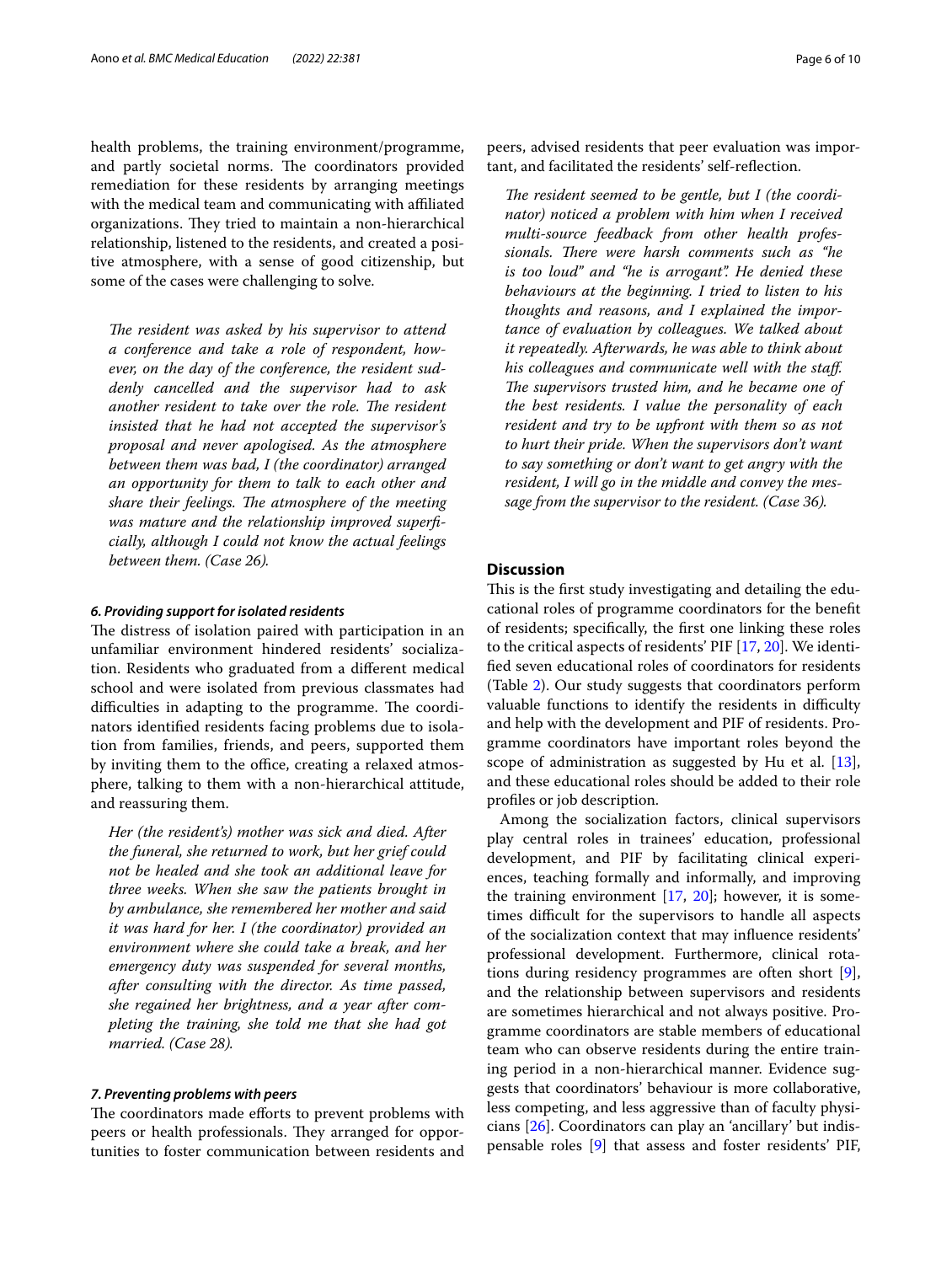health problems, the training environment/programme, and partly societal norms. The coordinators provided remediation for these residents by arranging meetings with the medical team and communicating with affiliated organizations. They tried to maintain a non-hierarchical relationship, listened to the residents, and created a positive atmosphere, with a sense of good citizenship, but some of the cases were challenging to solve.

> *The resident was asked by his supervisor to attend a conference and take a role of respondent, however, on the day of the conference, the resident suddenly cancelled and the supervisor had to ask another resident to take over the role. The resident insisted that he had not accepted the supervisor's proposal and never apologised. As the atmosphere between them was bad, I (the coordinator) arranged an opportunity for them to talk to each other and share their feelings. The atmosphere of the meeting was mature and the relationship improved superficially, although I could not know the actual feelings between them. (Case 26).*

#### *6. Providing support for isolated residents*

The distress of isolation paired with participation in an unfamiliar environment hindered residents' socialization. Residents who graduated from a different medical school and were isolated from previous classmates had difficulties in adapting to the programme. The coordinators identified residents facing problems due to isolation from families, friends, and peers, supported them by inviting them to the office, creating a relaxed atmosphere, talking to them with a non-hierarchical attitude, and reassuring them.

> *Her (the resident's) mother was sick and died. After the funeral, she returned to work, but her grief could not be healed and she took an additional leave for three weeks. When she saw the patients brought in by ambulance, she remembered her mother and said it was hard for her. I (the coordinator) provided an environment where she could take a break, and her emergency duty was suspended for several months, after consulting with the director. As time passed, she regained her brightness, and a year after completing the training, she told me that she had got married. (Case 28).*

#### *7. Preventing problems with peers*

The coordinators made efforts to prevent problems with peers or health professionals. They arranged for opportunities to foster communication between residents and peers, advised residents that peer evaluation was important, and facilitated the residents' self-reflection.

> *The resident seemed to be gentle, but I (the coordinator) noticed a problem with him when I received multi-source feedback from other health professionals. There were harsh comments such as "he is too loud" and "he is arrogant". He denied these behaviours at the beginning. I tried to listen to his thoughts and reasons, and I explained the importance of evaluation by colleagues. We talked about it repeatedly. Afterwards, he was able to think about his colleagues and communicate well with the staff. The supervisors trusted him, and he became one of the best residents. I value the personality of each resident and try to be upfront with them so as not to hurt their pride. When the supervisors don't want to say something or don't want to get angry with the resident, I will go in the middle and convey the message from the supervisor to the resident. (Case 36).*

## Discussion

This is the first study investigating and detailing the educational roles of programme coordinators for the benefit of residents; specifically, the first one linking these roles to the critical aspects of residents' PIF [17, 20]. We identified seven educational roles of coordinators for residents (Table 2). Our study suggests that coordinators perform valuable functions to identify the residents in difficulty and help with the development and PIF of residents. Programme coordinators have important roles beyond the scope of administration as suggested by Hu et al. [13], and these educational roles should be added to their role profiles or job description.

Among the socialization factors, clinical supervisors play central roles in trainees' education, professional development, and PIF by facilitating clinical experiences, teaching formally and informally, and improving the training environment [17, 20]; however, it is sometimes difficult for the supervisors to handle all aspects of the socialization context that may influence residents' professional development. Furthermore, clinical rotations during residency programmes are often short [9], and the relationship between supervisors and residents are sometimes hierarchical and not always positive. Programme coordinators are stable members of educational team who can observe residents during the entire training period in a non-hierarchical manner. Evidence suggests that coordinators' behaviour is more collaborative, less competing, and less aggressive than of faculty physicians [26]. Coordinators can play an 'ancillary' but indispensable roles [9] that assess and foster residents' PIF,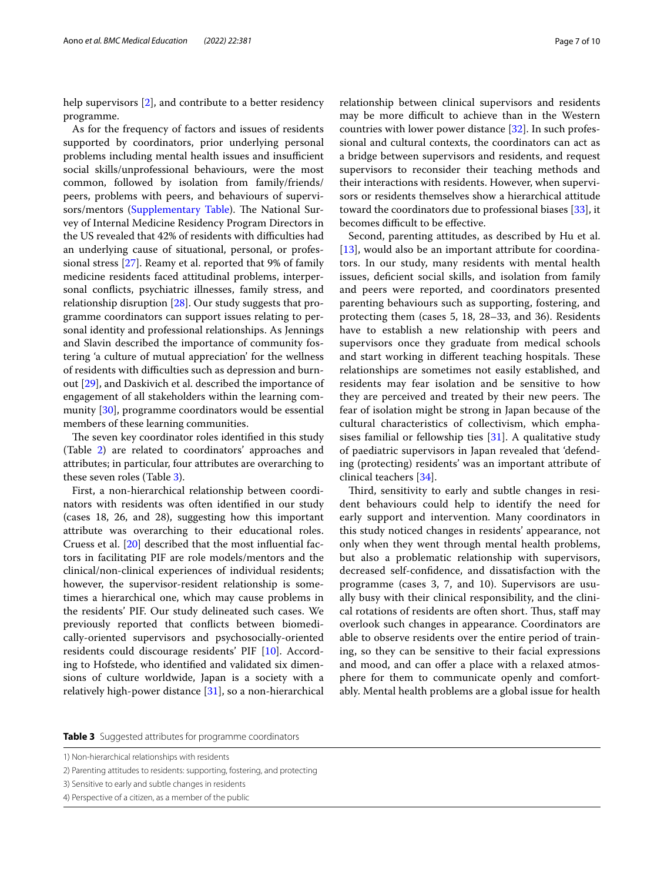help supervisors [2], and contribute to a better residency programme.

As for the frequency of factors and issues of residents supported by coordinators, prior underlying personal problems including mental health issues and insufficient social skills/unprofessional behaviours, were the most common, followed by isolation from family/friends/peers, problems with peers, and behaviours of supervisors/mentors (Supplementary Table). The National Survey of Internal Medicine Residency Program Directors in the US revealed that 42% of residents with difficulties had an underlying cause of situational, personal, or professional stress [27]. Reamy et al. reported that 9% of family medicine residents faced attitudinal problems, interpersonal conflicts, psychiatric illnesses, family stress, and relationship disruption [28]. Our study suggests that programme coordinators can support issues relating to personal identity and professional relationships. As Jennings and Slavin described the importance of community fostering 'a culture of mutual appreciation' for the wellness of residents with difficulties such as depression and burnout [29], and Daskivich et al. described the importance of engagement of all stakeholders within the learning community [30], programme coordinators would be essential members of these learning communities.

The seven key coordinator roles identified in this study (Table 2) are related to coordinators' approaches and attributes; in particular, four attributes are overarching to these seven roles (Table 3).

First, a non-hierarchical relationship between coordinators with residents was often identified in our study (cases 18, 26, and 28), suggesting how this important attribute was overarching to their educational roles. Cruess et al. [20] described that the most influential factors in facilitating PIF are role models/mentors and the clinical/non-clinical experiences of individual residents; however, the supervisor-resident relationship is sometimes a hierarchical one, which may cause problems in the residents' PIF. Our study delineated such cases. We previously reported that conflicts between biomedically-oriented supervisors and psychosocially-oriented residents could discourage residents' PIF [10]. According to Hofstede, who identified and validated six dimensions of culture worldwide, Japan is a society with a relatively high-power distance [31], so a non-hierarchical relationship between clinical supervisors and residents may be more difficult to achieve than in the Western countries with lower power distance [32]. In such professional and cultural contexts, the coordinators can act as a bridge between supervisors and residents, and request supervisors to reconsider their teaching methods and their interactions with residents. However, when supervisors or residents themselves show a hierarchical attitude toward the coordinators due to professional biases [33], it becomes difficult to be effective.

Second, parenting attitudes, as described by Hu et al. [13], would also be an important attribute for coordinators. In our study, many residents with mental health issues, deficient social skills, and isolation from family and peers were reported, and coordinators presented parenting behaviours such as supporting, fostering, and protecting them (cases 5, 18, 28–33, and 36). Residents have to establish a new relationship with peers and supervisors once they graduate from medical schools and start working in different teaching hospitals. These relationships are sometimes not easily established, and residents may fear isolation and be sensitive to how they are perceived and treated by their new peers. The fear of isolation might be strong in Japan because of the cultural characteristics of collectivism, which emphasises familial or fellowship ties [31]. A qualitative study of paediatric supervisors in Japan revealed that 'defending (protecting) residents' was an important attribute of clinical teachers [34].

Third, sensitivity to early and subtle changes in resident behaviours could help to identify the need for early support and intervention. Many coordinators in this study noticed changes in residents' appearance, not only when they went through mental health problems, but also a problematic relationship with supervisors, decreased self-confidence, and dissatisfaction with the programme (cases 3, 7, and 10). Supervisors are usually busy with their clinical responsibility, and the clinical rotations of residents are often short. Thus, staff may overlook such changes in appearance. Coordinators are able to observe residents over the entire period of training, so they can be sensitive to their facial expressions and mood, and can offer a place with a relaxed atmosphere for them to communicate openly and comfortably. Mental health problems are a global issue for health

**Table 3** Suggested attributes for programme coordinators

| |
|---|
| 1) Non-hierarchical relationships with residents |
| 2) Parenting attitudes to residents: supporting, fostering, and protecting |
| 3) Sensitive to early and subtle changes in residents |
| 4) Perspective of a citizen, as a member of the public |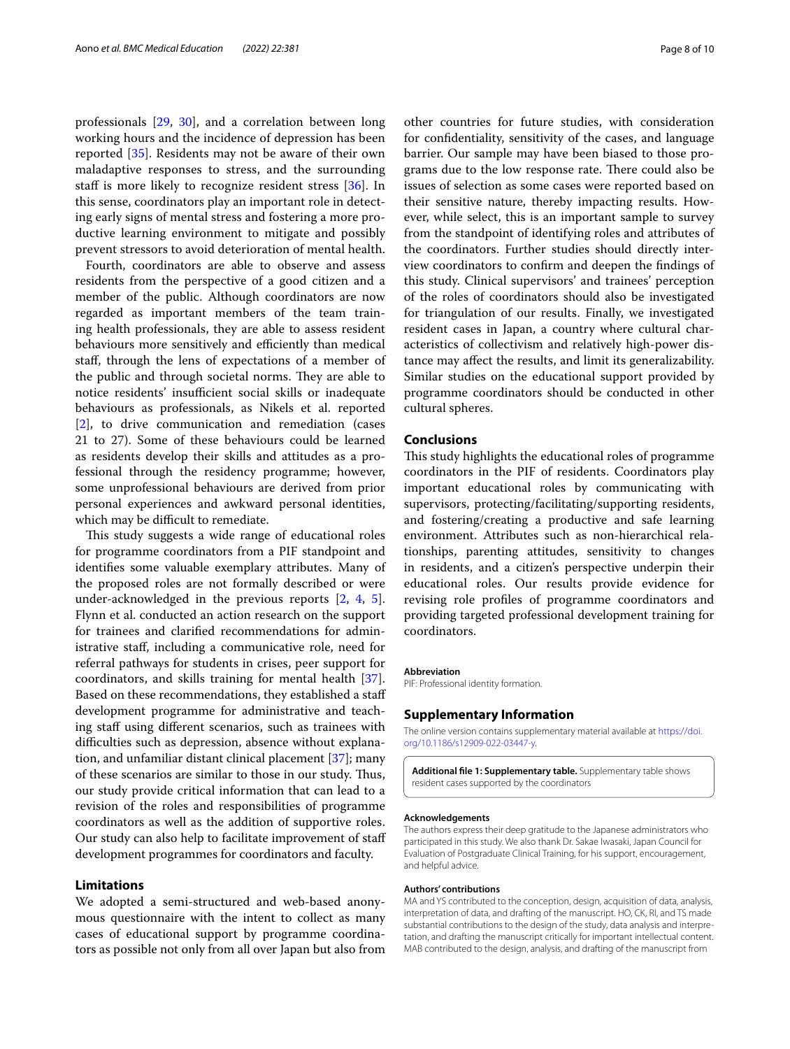professionals [29, 30], and a correlation between long working hours and the incidence of depression has been reported [35]. Residents may not be aware of their own maladaptive responses to stress, and the surrounding staff is more likely to recognize resident stress [36]. In this sense, coordinators play an important role in detecting early signs of mental stress and fostering a more productive learning environment to mitigate and possibly prevent stressors to avoid deterioration of mental health.

Fourth, coordinators are able to observe and assess residents from the perspective of a good citizen and a member of the public. Although coordinators are now regarded as important members of the team training health professionals, they are able to assess resident behaviours more sensitively and efficiently than medical staff, through the lens of expectations of a member of the public and through societal norms. They are able to notice residents' insufficient social skills or inadequate behaviours as professionals, as Nikels et al. reported [2], to drive communication and remediation (cases 21 to 27). Some of these behaviours could be learned as residents develop their skills and attitudes as a professional through the residency programme; however, some unprofessional behaviours are derived from prior personal experiences and awkward personal identities, which may be difficult to remediate.

This study suggests a wide range of educational roles for programme coordinators from a PIF standpoint and identifies some valuable exemplary attributes. Many of the proposed roles are not formally described or were under-acknowledged in the previous reports [2, 4, 5]. Flynn et al. conducted an action research on the support for trainees and clarified recommendations for administrative staff, including a communicative role, need for referral pathways for students in crises, peer support for coordinators, and skills training for mental health [37]. Based on these recommendations, they established a staff development programme for administrative and teaching staff using different scenarios, such as trainees with difficulties such as depression, absence without explanation, and unfamiliar distant clinical placement [37]; many of these scenarios are similar to those in our study. Thus, our study provide critical information that can lead to a revision of the roles and responsibilities of programme coordinators as well as the addition of supportive roles. Our study can also help to facilitate improvement of staff development programmes for coordinators and faculty.

## Limitations

We adopted a semi-structured and web-based anonymous questionnaire with the intent to collect as many cases of educational support by programme coordinators as possible not only from all over Japan but also from other countries for future studies, with consideration for confidentiality, sensitivity of the cases, and language barrier. Our sample may have been biased to those programs due to the low response rate. There could also be issues of selection as some cases were reported based on their sensitive nature, thereby impacting results. However, while select, this is an important sample to survey from the standpoint of identifying roles and attributes of the coordinators. Further studies should directly interview coordinators to confirm and deepen the findings of this study. Clinical supervisors' and trainees' perception of the roles of coordinators should also be investigated for triangulation of our results. Finally, we investigated resident cases in Japan, a country where cultural characteristics of collectivism and relatively high-power distance may affect the results, and limit its generalizability. Similar studies on the educational support provided by programme coordinators should be conducted in other cultural spheres.

## Conclusions

This study highlights the educational roles of programme coordinators in the PIF of residents. Coordinators play important educational roles by communicating with supervisors, protecting/facilitating/supporting residents, and fostering/creating a productive and safe learning environment. Attributes such as non-hierarchical relationships, parenting attitudes, sensitivity to changes in residents, and a citizen's perspective underpin their educational roles. Our results provide evidence for revising role profiles of programme coordinators and providing targeted professional development training for coordinators.

#### Abbreviation

PIF: Professional identity formation.

## Supplementary Information

The online version contains supplementary material available at https://doi.org/10.1186/s12909-022-03447-y.

**Additional file 1: Supplementary table.** Supplementary table shows resident cases supported by the coordinators

#### Acknowledgements

The authors express their deep gratitude to the Japanese administrators who participated in this study. We also thank Dr. Sakae Iwasaki, Japan Council for Evaluation of Postgraduate Clinical Training, for his support, encouragement, and helpful advice.

#### Authors' contributions

MA and YS contributed to the conception, design, acquisition of data, analysis, interpretation of data, and drafting of the manuscript. HO, CK, RI, and TS made substantial contributions to the design of the study, data analysis and interpretation, and drafting the manuscript critically for important intellectual content. MAB contributed to the design, analysis, and drafting of the manuscript from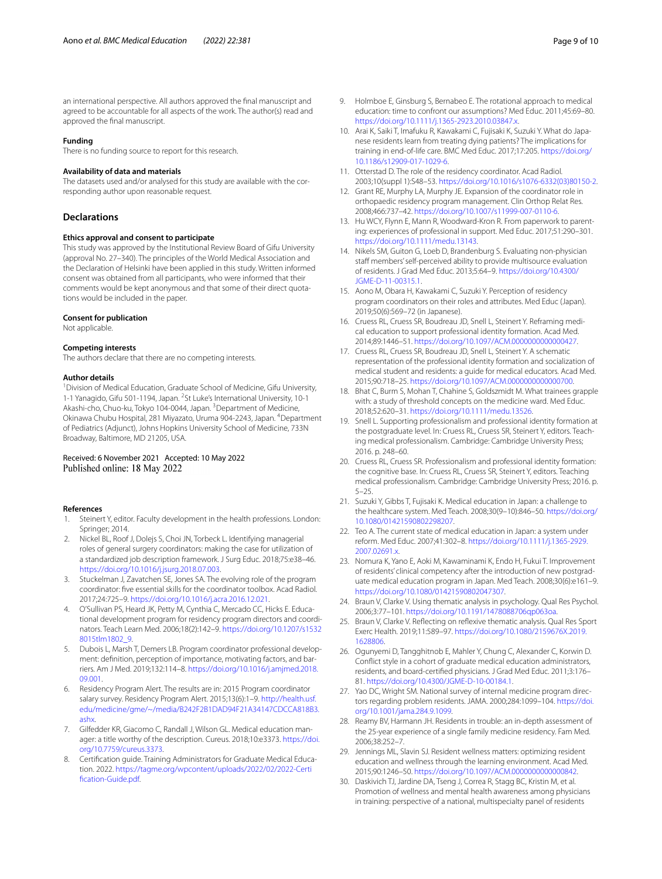an international perspective. All authors approved the final manuscript and agreed to be accountable for all aspects of the work. The author(s) read and approved the final manuscript.

### Funding

There is no funding source to report for this research.

### Availability of data and materials

The datasets used and/or analysed for this study are available with the corresponding author upon reasonable request.

## Declarations

### Ethics approval and consent to participate

This study was approved by the Institutional Review Board of Gifu University (approval No. 27–340). The principles of the World Medical Association and the Declaration of Helsinki have been applied in this study. Written informed consent was obtained from all participants, who were informed that their comments would be kept anonymous and that some of their direct quotations would be included in the paper.

### Consent for publication

Not applicable.

### Competing interests

The authors declare that there are no competing interests.

### Author details

[1]Division of Medical Education, Graduate School of Medicine, Gifu University, 1-1 Yanagido, Gifu 501-1194, Japan. [2]St Luke's International University, 10-1 Akashi-cho, Chuo-ku, Tokyo 104-0044, Japan. [3]Department of Medicine, Okinawa Chubu Hospital, 281 Miyazato, Uruma 904-2243, Japan. [4]Department of Pediatrics (Adjunct), Johns Hopkins University School of Medicine, 733N Broadway, Baltimore, MD 21205, USA.

Received: 6 November 2021 Accepted: 10 May 2022
Published online: 18 May 2022

## References

1. Steinert Y, editor. Faculty development in the health professions. London: Springer; 2014.
2. Nickel BL, Roof J, Dolejs S, Choi JN, Torbeck L. Identifying managerial roles of general surgery coordinators: making the case for utilization of a standardized job description framework. J Surg Educ. 2018;75:e38–46. https://doi.org/10.1016/j.jsurg.2018.07.003.
3. Stuckelman J, Zavatchen SE, Jones SA. The evolving role of the program coordinator: five essential skills for the coordinator toolbox. Acad Radiol. 2017;24:725–9. https://doi.org/10.1016/j.acra.2016.12.021.
4. O'Sullivan PS, Heard JK, Petty M, Cynthia C, Mercado CC, Hicks E. Educational development program for residency program directors and coordinators. Teach Learn Med. 2006;18(2):142–9. https://doi.org/10.1207/s15328015tlm1802_9.
5. Dubois L, Marsh T, Demers LB. Program coordinator professional development: definition, perception of importance, motivating factors, and barriers. Am J Med. 2019;132:114–8. https://doi.org/10.1016/j.amjmed.2018.09.001.
6. Residency Program Alert. The results are in: 2015 Program coordinator salary survey. Residency Program Alert. 2015;13(6):1–9. http://health.usf.edu/medicine/gme/~/media/B242F2B1DAD94F21A34147CDCCA818B3.ashx.
7. Gilfedder KR, Giacomo C, Randall J, Wilson GL. Medical education manager: a title worthy of the description. Cureus. 2018;10:e3373. https://doi.org/10.7759/cureus.3373.
8. Certification guide. Training Administrators for Graduate Medical Education. 2022. https://tagme.org/wpcontent/uploads/2022/02/2022-Certification-Guide.pdf.
9. Holmboe E, Ginsburg S, Bernabeo E. The rotational approach to medical education: time to confront our assumptions? Med Educ. 2011;45:69–80. https://doi.org/10.1111/j.1365-2923.2010.03847.x.
10. Arai K, Saiki T, Imafuku R, Kawakami C, Fujisaki K, Suzuki Y. What do Japanese residents learn from treating dying patients? The implications for training in end-of-life care. BMC Med Educ. 2017;17:205. https://doi.org/10.1186/s12909-017-1029-6.
11. Otterstad D. The role of the residency coordinator. Acad Radiol. 2003;10(suppl 1):S48–53. https://doi.org/10.1016/s1076-6332(03)80150-2.
12. Grant RE, Murphy LA, Murphy JE. Expansion of the coordinator role in orthopaedic residency program management. Clin Orthop Relat Res. 2008;466:737–42. https://doi.org/10.1007/s11999-007-0110-6.
13. Hu WCY, Flynn E, Mann R, Woodward-Kron R. From paperwork to parenting: experiences of professional in support. Med Educ. 2017;51:290–301. https://doi.org/10.1111/medu.13143.
14. Nikels SM, Guiton G, Loeb D, Brandenburg S. Evaluating non-physician staff members' self-perceived ability to provide multisource evaluation of residents. J Grad Med Educ. 2013;5:64–9. https://doi.org/10.4300/JGME-D-11-00315.1.
15. Aono M, Obara H, Kawakami C, Suzuki Y. Perception of residency program coordinators on their roles and attributes. Med Educ (Japan). 2019;50(6):569–72 (in Japanese).
16. Cruess RL, Cruess SR, Boudreau JD, Snell L, Steinert Y. Reframing medical education to support professional identity formation. Acad Med. 2014;89:1446–51. https://doi.org/10.1097/ACM.0000000000000427.
17. Cruess RL, Cruess SR, Boudreau JD, Snell L, Steinert Y. A schematic representation of the professional identity formation and socialization of medical student and residents: a guide for medical educators. Acad Med. 2015;90:718–25. https://doi.org/10.1097/ACM.0000000000000700.
18. Bhat C, Burm S, Mohan T, Chahine S, Goldszmidt M. What trainees grapple with: a study of threshold concepts on the medicine ward. Med Educ. 2018;52:620–31. https://doi.org/10.1111/medu.13526.
19. Snell L. Supporting professionalism and professional identity formation at the postgraduate level. In: Cruess RL, Cruess SR, Steinert Y, editors. Teaching medical professionalism. Cambridge: Cambridge University Press; 2016. p. 248–60.
20. Cruess RL, Cruess SR. Professionalism and professional identity formation: the cognitive base. In: Cruess RL, Cruess SR, Steinert Y, editors. Teaching medical professionalism. Cambridge: Cambridge University Press; 2016. p. 5–25.
21. Suzuki Y, Gibbs T, Fujisaki K. Medical education in Japan: a challenge to the healthcare system. Med Teach. 2008;30(9–10):846–50. https://doi.org/10.1080/01421590802298207.
22. Teo A. The current state of medical education in Japan: a system under reform. Med Educ. 2007;41:302–8. https://doi.org/10.1111/j.1365-2929.2007.02691.x.
23. Nomura K, Yano E, Aoki M, Kawaminami K, Endo H, Fukui T. Improvement of residents' clinical competency after the introduction of new postgraduate medical education program in Japan. Med Teach. 2008;30(6):e161–9. https://doi.org/10.1080/01421590802047307.
24. Braun V, Clarke V. Using thematic analysis in psychology. Qual Res Psychol. 2006;3:77–101. https://doi.org/10.1191/1478088706qp063oa.
25. Braun V, Clarke V. Reflecting on reflexive thematic analysis. Qual Res Sport Exerc Health. 2019;11:589–97. https://doi.org/10.1080/2159676X.2019.1628806.
26. Ogunyemi D, Tangghitnob E, Mahler Y, Chung C, Alexander C, Korwin D. Conflict style in a cohort of graduate medical education administrators, residents, and board-certified physicians. J Grad Med Educ. 2011;3:176–81. https://doi.org/10.4300/JGME-D-10-00184.1.
27. Yao DC, Wright SM. National survey of internal medicine program directors regarding problem residents. JAMA. 2000;284:1099–104. https://doi.org/10.1001/jama.284.9.1099.
28. Reamy BV, Harmann JH. Residents in trouble: an in-depth assessment of the 25-year experience of a single family medicine residency. Fam Med. 2006;38:252–7.
29. Jennings ML, Slavin SJ. Resident wellness matters: optimizing resident education and wellness through the learning environment. Acad Med. 2015;90:1246–50. https://doi.org/10.1097/ACM.0000000000000842.
30. Daskivich TJ, Jardine DA, Tseng J, Correa R, Stagg BC, Kristin M, et al. Promotion of wellness and mental health awareness among physicians in training: perspective of a national, multispecialty panel of residents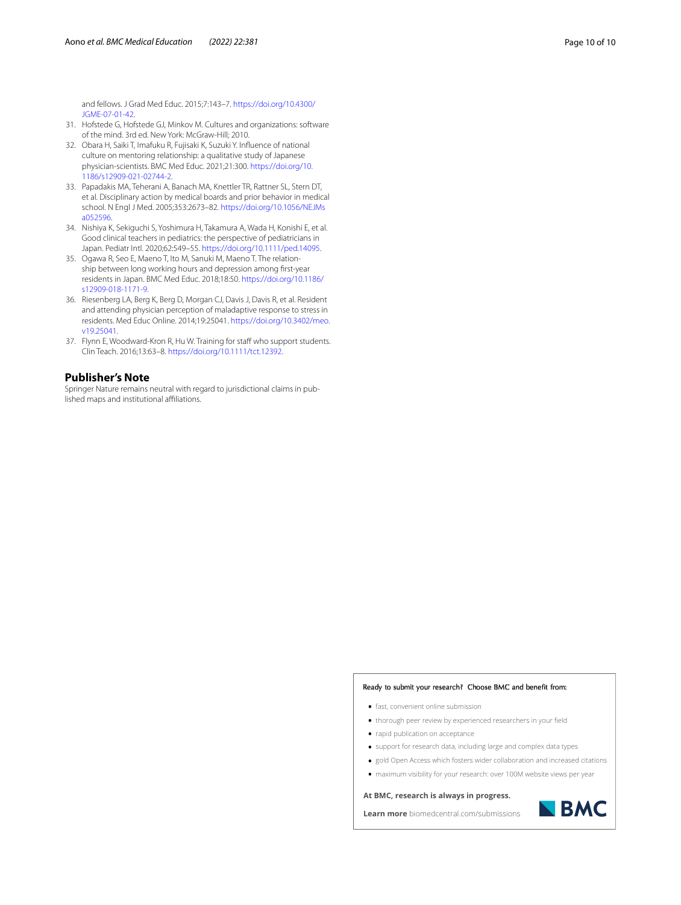and fellows. J Grad Med Educ. 2015;7:143–7. https://doi.org/10.4300/JGME-07-01-42.

31. Hofstede G, Hofstede GJ, Minkov M. Cultures and organizations: software of the mind. 3rd ed. New York: McGraw-Hill; 2010.
32. Obara H, Saiki T, Imafuku R, Fujisaki K, Suzuki Y. Influence of national culture on mentoring relationship: a qualitative study of Japanese physician-scientists. BMC Med Educ. 2021;21:300. https://doi.org/10.1186/s12909-021-02744-2.
33. Papadakis MA, Teherani A, Banach MA, Knettler TR, Rattner SL, Stern DT, et al. Disciplinary action by medical boards and prior behavior in medical school. N Engl J Med. 2005;353:2673–82. https://doi.org/10.1056/NEJMsa052596.
34. Nishiya K, Sekiguchi S, Yoshimura H, Takamura A, Wada H, Konishi E, et al. Good clinical teachers in pediatrics: the perspective of pediatricians in Japan. Pediatr Intl. 2020;62:549–55. https://doi.org/10.1111/ped.14095.
35. Ogawa R, Seo E, Maeno T, Ito M, Sanuki M, Maeno T. The relationship between long working hours and depression among first-year residents in Japan. BMC Med Educ. 2018;18:50. https://doi.org/10.1186/s12909-018-1171-9.
36. Riesenberg LA, Berg K, Berg D, Morgan CJ, Davis J, Davis R, et al. Resident and attending physician perception of maladaptive response to stress in residents. Med Educ Online. 2014;19:25041. https://doi.org/10.3402/meo.v19.25041.
37. Flynn E, Woodward-Kron R, Hu W. Training for staff who support students. Clin Teach. 2016;13:63–8. https://doi.org/10.1111/tct.12392.

## Publisher's Note

Springer Nature remains neutral with regard to jurisdictional claims in published maps and institutional affiliations.

Ready to submit your research? Choose BMC and benefit from:

- fast, convenient online submission
- thorough peer review by experienced researchers in your field
- rapid publication on acceptance
- support for research data, including large and complex data types
- gold Open Access which fosters wider collaboration and increased citations
- maximum visibility for your research: over 100M website views per year

**At BMC, research is always in progress.**

**Learn more** biomedcentral.com/submissions

BMC